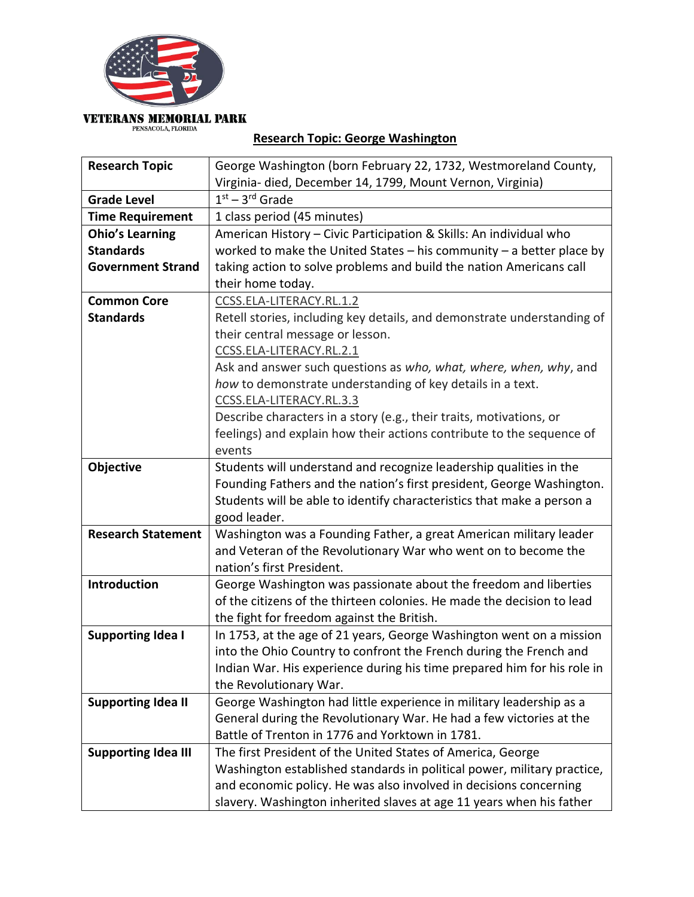VETERANS MEMORIAL PARK
PENSACOLA, FLORIDA

## Research Topic: George Washington

| **Research Topic** | George Washington (born February 22, 1732, Westmoreland County, Virginia- died, December 14, 1799, Mount Vernon, Virginia) |
|---|---|
| **Grade Level** | 1st – 3rd Grade |
| **Time Requirement** | 1 class period (45 minutes) |
| **Ohio's Learning Standards Government Strand** | American History – Civic Participation & Skills: An individual who worked to make the United States – his community – a better place by taking action to solve problems and build the nation Americans call their home today. |
| **Common Core Standards** | CCSS.ELA-LITERACY.RL.1.2 Retell stories, including key details, and demonstrate understanding of their central message or lesson. CCSS.ELA-LITERACY.RL.2.1 Ask and answer such questions as *who, what, where, when, why*, and *how* to demonstrate understanding of key details in a text. CCSS.ELA-LITERACY.RL.3.3 Describe characters in a story (e.g., their traits, motivations, or feelings) and explain how their actions contribute to the sequence of events |
| **Objective** | Students will understand and recognize leadership qualities in the Founding Fathers and the nation's first president, George Washington. Students will be able to identify characteristics that make a person a good leader. |
| **Research Statement** | Washington was a Founding Father, a great American military leader and Veteran of the Revolutionary War who went on to become the nation's first President. |
| **Introduction** | George Washington was passionate about the freedom and liberties of the citizens of the thirteen colonies. He made the decision to lead the fight for freedom against the British. |
| **Supporting Idea I** | In 1753, at the age of 21 years, George Washington went on a mission into the Ohio Country to confront the French during the French and Indian War. His experience during his time prepared him for his role in the Revolutionary War. |
| **Supporting Idea II** | George Washington had little experience in military leadership as a General during the Revolutionary War. He had a few victories at the Battle of Trenton in 1776 and Yorktown in 1781. |
| **Supporting Idea III** | The first President of the United States of America, George Washington established standards in political power, military practice, and economic policy. He was also involved in decisions concerning slavery. Washington inherited slaves at age 11 years when his father |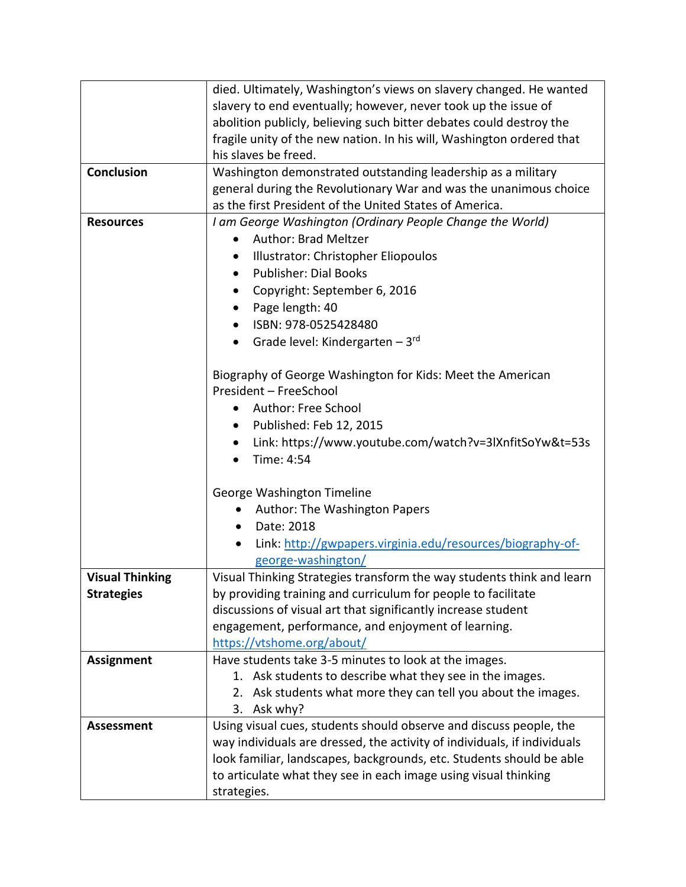| | |
|---|---|
| | died. Ultimately, Washington's views on slavery changed. He wanted slavery to end eventually; however, never took up the issue of abolition publicly, believing such bitter debates could destroy the fragile unity of the new nation. In his will, Washington ordered that his slaves be freed. |
| **Conclusion** | Washington demonstrated outstanding leadership as a military general during the Revolutionary War and was the unanimous choice as the first President of the United States of America. |
| **Resources** | *I am George Washington (Ordinary People Change the World)*<br>• Author: Brad Meltzer<br>• Illustrator: Christopher Eliopoulos<br>• Publisher: Dial Books<br>• Copyright: September 6, 2016<br>• Page length: 40<br>• ISBN: 978-0525428480<br>• Grade level: Kindergarten – 3rd<br><br>Biography of George Washington for Kids: Meet the American President – FreeSchool<br>• Author: Free School<br>• Published: Feb 12, 2015<br>• Link: https://www.youtube.com/watch?v=3lXnfitSoYw&t=53s<br>• Time: 4:54<br><br>George Washington Timeline<br>• Author: The Washington Papers<br>• Date: 2018<br>• Link: http://gwpapers.virginia.edu/resources/biography-of-george-washington/ |
| **Visual Thinking Strategies** | Visual Thinking Strategies transform the way students think and learn by providing training and curriculum for people to facilitate discussions of visual art that significantly increase student engagement, performance, and enjoyment of learning.<br>https://vtshome.org/about/ |
| **Assignment** | Have students take 3-5 minutes to look at the images.<br>1. Ask students to describe what they see in the images.<br>2. Ask students what more they can tell you about the images.<br>3. Ask why? |
| **Assessment** | Using visual cues, students should observe and discuss people, the way individuals are dressed, the activity of individuals, if individuals look familiar, landscapes, backgrounds, etc. Students should be able to articulate what they see in each image using visual thinking strategies. |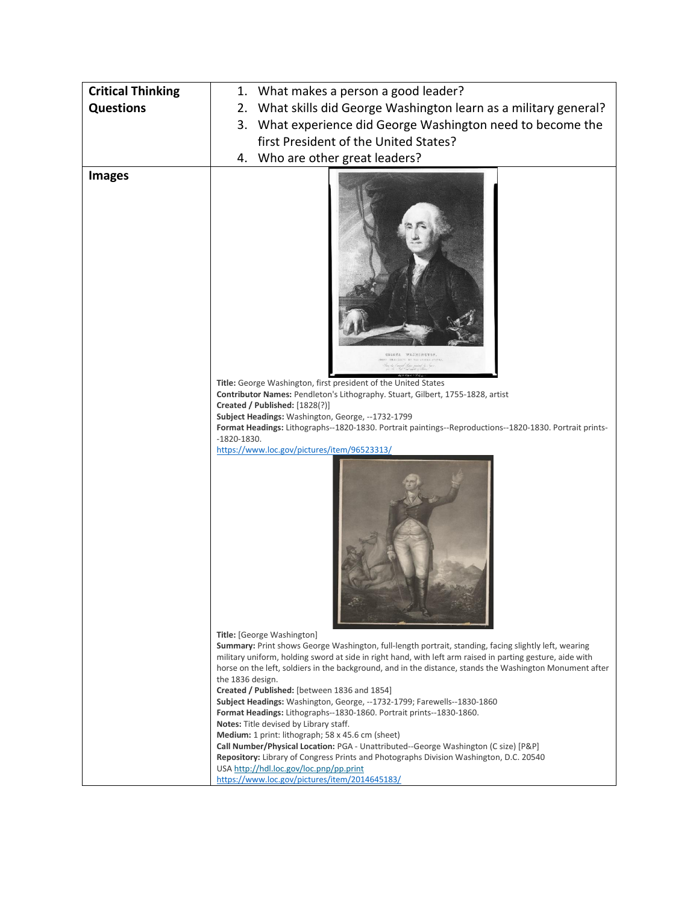| | |
|---|---|
| **Critical Thinking Questions** | 1. What makes a person a good leader?<br>2. What skills did George Washington learn as a military general?<br>3. What experience did George Washington need to become the first President of the United States?<br>4. Who are other great leaders? |
| **Images** | **Title:** George Washington, first president of the United States<br>**Contributor Names:** Pendleton's Lithography. Stuart, Gilbert, 1755-1828, artist<br>**Created / Published:** [1828(?)]<br>**Subject Headings:** Washington, George, --1732-1799<br>**Format Headings:** Lithographs--1820-1830. Portrait paintings--Reproductions--1820-1830. Portrait prints--1820-1830.<br>https://www.loc.gov/pictures/item/96523313/<br><br>**Title:** [George Washington]<br>**Summary:** Print shows George Washington, full-length portrait, standing, facing slightly left, wearing military uniform, holding sword at side in right hand, with left arm raised in parting gesture, aide with horse on the left, soldiers in the background, and in the distance, stands the Washington Monument after the 1836 design.<br>**Created / Published:** [between 1836 and 1854]<br>**Subject Headings:** Washington, George, --1732-1799; Farewells--1830-1860<br>**Format Headings:** Lithographs--1830-1860. Portrait prints--1830-1860.<br>**Notes:** Title devised by Library staff.<br>**Medium:** 1 print: lithograph; 58 x 45.6 cm (sheet)<br>**Call Number/Physical Location:** PGA - Unattributed--George Washington (C size) [P&P]<br>**Repository:** Library of Congress Prints and Photographs Division Washington, D.C. 20540 USA http://hdl.loc.gov/loc.pnp/pp.print<br>https://www.loc.gov/pictures/item/2014645183/ |